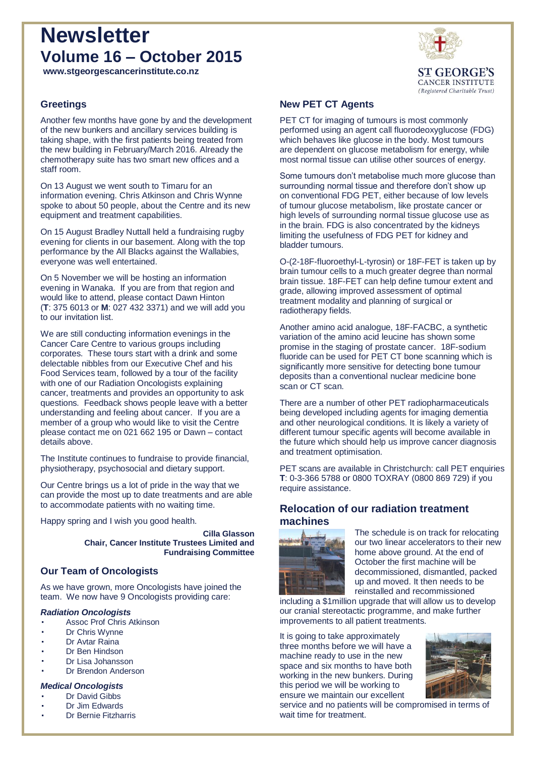# Newsletter
## Volume 16 – October 2015

**www.stgeorgescancerinstitute.co.nz**

ST GEORGE'S
CANCER INSTITUTE
*(Registered Charitable Trust)*

### Greetings

Another few months have gone by and the development of the new bunkers and ancillary services building is taking shape, with the first patients being treated from the new building in February/March 2016. Already the chemotherapy suite has two smart new offices and a staff room.

On 13 August we went south to Timaru for an information evening. Chris Atkinson and Chris Wynne spoke to about 50 people, about the Centre and its new equipment and treatment capabilities.

On 15 August Bradley Nuttall held a fundraising rugby evening for clients in our basement. Along with the top performance by the All Blacks against the Wallabies, everyone was well entertained.

On 5 November we will be hosting an information evening in Wanaka. If you are from that region and would like to attend, please contact Dawn Hinton (**T**: 375 6013 or **M**: 027 432 3371) and we will add you to our invitation list.

We are still conducting information evenings in the Cancer Care Centre to various groups including corporates. These tours start with a drink and some delectable nibbles from our Executive Chef and his Food Services team, followed by a tour of the facility with one of our Radiation Oncologists explaining cancer, treatments and provides an opportunity to ask questions. Feedback shows people leave with a better understanding and feeling about cancer. If you are a member of a group who would like to visit the Centre please contact me on 021 662 195 or Dawn – contact details above.

The Institute continues to fundraise to provide financial, physiotherapy, psychosocial and dietary support.

Our Centre brings us a lot of pride in the way that we can provide the most up to date treatments and are able to accommodate patients with no waiting time.

Happy spring and I wish you good health.

**Cilla Glasson**
**Chair, Cancer Institute Trustees Limited and Fundraising Committee**

### Our Team of Oncologists

As we have grown, more Oncologists have joined the team. We now have 9 Oncologists providing care:

***Radiation Oncologists***

- Assoc Prof Chris Atkinson
- Dr Chris Wynne
- Dr Avtar Raina
- Dr Ben Hindson
- Dr Lisa Johansson
- Dr Brendon Anderson

***Medical Oncologists***

- Dr David Gibbs
- Dr Jim Edwards
- Dr Bernie Fitzharris

### New PET CT Agents

PET CT for imaging of tumours is most commonly performed using an agent call fluorodeoxyglucose (FDG) which behaves like glucose in the body. Most tumours are dependent on glucose metabolism for energy, while most normal tissue can utilise other sources of energy.

Some tumours don't metabolise much more glucose than surrounding normal tissue and therefore don't show up on conventional FDG PET, either because of low levels of tumour glucose metabolism, like prostate cancer or high levels of surrounding normal tissue glucose use as in the brain. FDG is also concentrated by the kidneys limiting the usefulness of FDG PET for kidney and bladder tumours.

O-(2-18F-fluoroethyl-L-tyrosin) or 18F-FET is taken up by brain tumour cells to a much greater degree than normal brain tissue. 18F-FET can help define tumour extent and grade, allowing improved assessment of optimal treatment modality and planning of surgical or radiotherapy fields.

Another amino acid analogue, 18F-FACBC, a synthetic variation of the amino acid leucine has shown some promise in the staging of prostate cancer. 18F-sodium fluoride can be used for PET CT bone scanning which is significantly more sensitive for detecting bone tumour deposits than a conventional nuclear medicine bone scan or CT scan.

There are a number of other PET radiopharmaceuticals being developed including agents for imaging dementia and other neurological conditions. It is likely a variety of different tumour specific agents will become available in the future which should help us improve cancer diagnosis and treatment optimisation.

PET scans are available in Christchurch: call PET enquiries **T**: 0-3-366 5788 or 0800 TOXRAY (0800 869 729) if you require assistance.

### Relocation of our radiation treatment machines

The schedule is on track for relocating our two linear accelerators to their new home above ground. At the end of October the first machine will be decommissioned, dismantled, packed up and moved. It then needs to be reinstalled and recommissioned including a $1million upgrade that will allow us to develop our cranial stereotactic programme, and make further improvements to all patient treatments.

It is going to take approximately three months before we will have a machine ready to use in the new space and six months to have both working in the new bunkers. During this period we will be working to ensure we maintain our excellent service and no patients will be compromised in terms of wait time for treatment.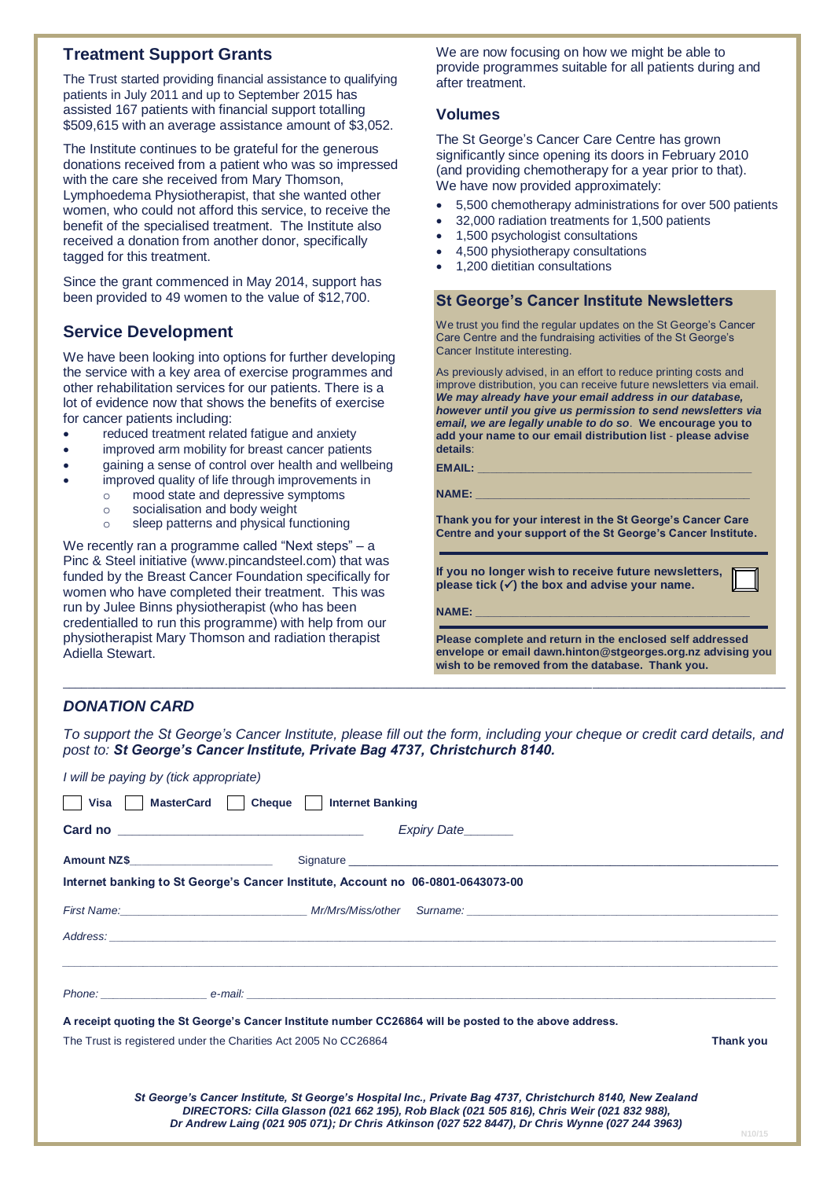## Treatment Support Grants

The Trust started providing financial assistance to qualifying patients in July 2011 and up to September 2015 has assisted 167 patients with financial support totalling $509,615 with an average assistance amount of $3,052.

The Institute continues to be grateful for the generous donations received from a patient who was so impressed with the care she received from Mary Thomson, Lymphoedema Physiotherapist, that she wanted other women, who could not afford this service, to receive the benefit of the specialised treatment. The Institute also received a donation from another donor, specifically tagged for this treatment.

Since the grant commenced in May 2014, support has been provided to 49 women to the value of $12,700.

## Service Development

We have been looking into options for further developing the service with a key area of exercise programmes and other rehabilitation services for our patients. There is a lot of evidence now that shows the benefits of exercise for cancer patients including:

- reduced treatment related fatigue and anxiety
- improved arm mobility for breast cancer patients
- gaining a sense of control over health and wellbeing
- improved quality of life through improvements in
  - mood state and depressive symptoms
  - socialisation and body weight
  - sleep patterns and physical functioning

We recently ran a programme called "Next steps" – a Pinc & Steel initiative (www.pincandsteel.com) that was funded by the Breast Cancer Foundation specifically for women who have completed their treatment. This was run by Julee Binns physiotherapist (who has been credentialled to run this programme) with help from our physiotherapist Mary Thomson and radiation therapist Adiella Stewart.

We are now focusing on how we might be able to provide programmes suitable for all patients during and after treatment.

## Volumes

The St George's Cancer Care Centre has grown significantly since opening its doors in February 2010 (and providing chemotherapy for a year prior to that). We have now provided approximately:

- 5,500 chemotherapy administrations for over 500 patients
- 32,000 radiation treatments for 1,500 patients
- 1,500 psychologist consultations
- 4,500 physiotherapy consultations
- 1,200 dietitian consultations

## St George's Cancer Institute Newsletters

We trust you find the regular updates on the St George's Cancer Care Centre and the fundraising activities of the St George's Cancer Institute interesting.

As previously advised, in an effort to reduce printing costs and improve distribution, you can receive future newsletters via email. ***We may already have your email address in our database, however until you give us permission to send newsletters via email, we are legally unable to do so*. We encourage you to add your name to our email distribution list - please advise details**:

**EMAIL:** ____________________________________________

**NAME:** ____________________________________________

**Thank you for your interest in the St George's Cancer Care Centre and your support of the St George's Cancer Institute.**

**If you no longer wish to receive future newsletters, please tick (✓) the box and advise your name.** ☐

**NAME:** ____________________________________________

**Please complete and return in the enclosed self addressed envelope or email dawn.hinton@stgeorges.org.nz advising you wish to be removed from the database. Thank you.**

---

## *DONATION CARD*

*To support the St George's Cancer Institute, please fill out the form, including your cheque or credit card details, and post to:* ***St George's Cancer Institute, Private Bag 4737, Christchurch 8140.***

*I will be paying by (tick appropriate)*

☐ **Visa** ☐ **MasterCard** ☐ **Cheque** ☐ **Internet Banking**

**Card no** ___________________________________ *Expiry Date*_______

**Amount NZ$**______________________ Signature ________________________________________________

**Internet banking to St George's Cancer Institute, Account no 06-0801-0643073-00**

*First Name:*_____________________________ *Mr/Mrs/Miss/other* *Surname:* ________________________________

*Address:* ______________________________________________________________________________

______________________________________________________________________________________

*Phone:* _________________ *e-mail:* _________________________________________________________

**A receipt quoting the St George's Cancer Institute number CC26864 will be posted to the above address.**

The Trust is registered under the Charities Act 2005 No CC26864

**Thank you**

***St George's Cancer Institute, St George's Hospital Inc., Private Bag 4737, Christchurch 8140, New Zealand***
***DIRECTORS: Cilla Glasson (021 662 195), Rob Black (021 505 816), Chris Weir (021 832 988), Dr Andrew Laing (021 905 071); Dr Chris Atkinson (027 522 8447), Dr Chris Wynne (027 244 3963)***

N10/15